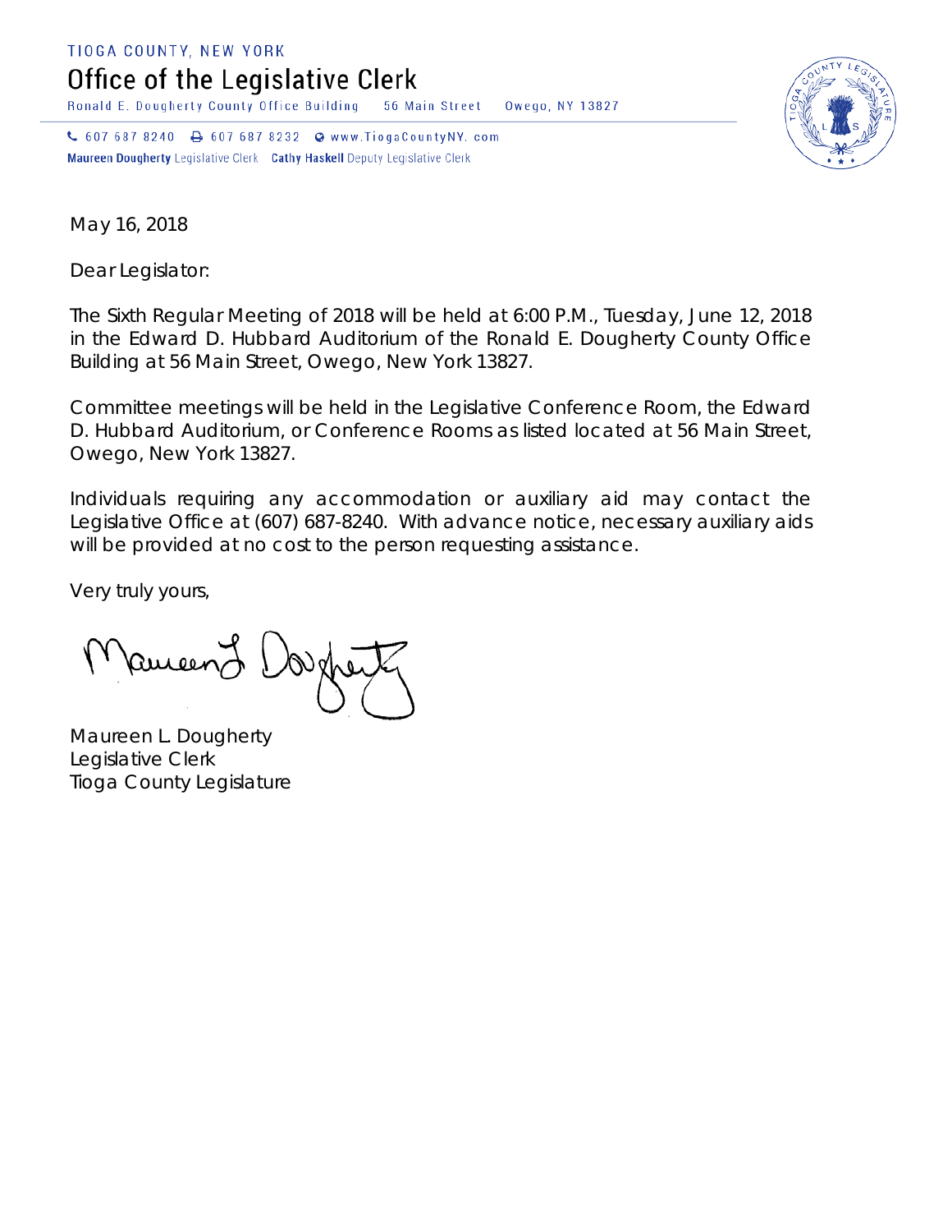TIOGA COUNTY, NEW YORK

# Office of the Legislative Clerk

Ronald E. Dougherty County Office Building 56 Main Street Owego, NY 13827

607 687 8240 607 687 8232 www.TiogaCountyNY.com

**Maureen Dougherty** Legislative Clerk **Cathy Haskell** Deputy Legislative Clerk

May 16, 2018

Dear Legislator:

The Sixth Regular Meeting of 2018 will be held at 6:00 P.M., Tuesday, June 12, 2018 in the Edward D. Hubbard Auditorium of the Ronald E. Dougherty County Office Building at 56 Main Street, Owego, New York 13827.

Committee meetings will be held in the Legislative Conference Room, the Edward D. Hubbard Auditorium, or Conference Rooms as listed located at 56 Main Street, Owego, New York 13827.

Individuals requiring any accommodation or auxiliary aid may contact the Legislative Office at (607) 687-8240. With advance notice, necessary auxiliary aids will be provided at no cost to the person requesting assistance.

Very truly yours,

Maureen L. Dougherty
Legislative Clerk
Tioga County Legislature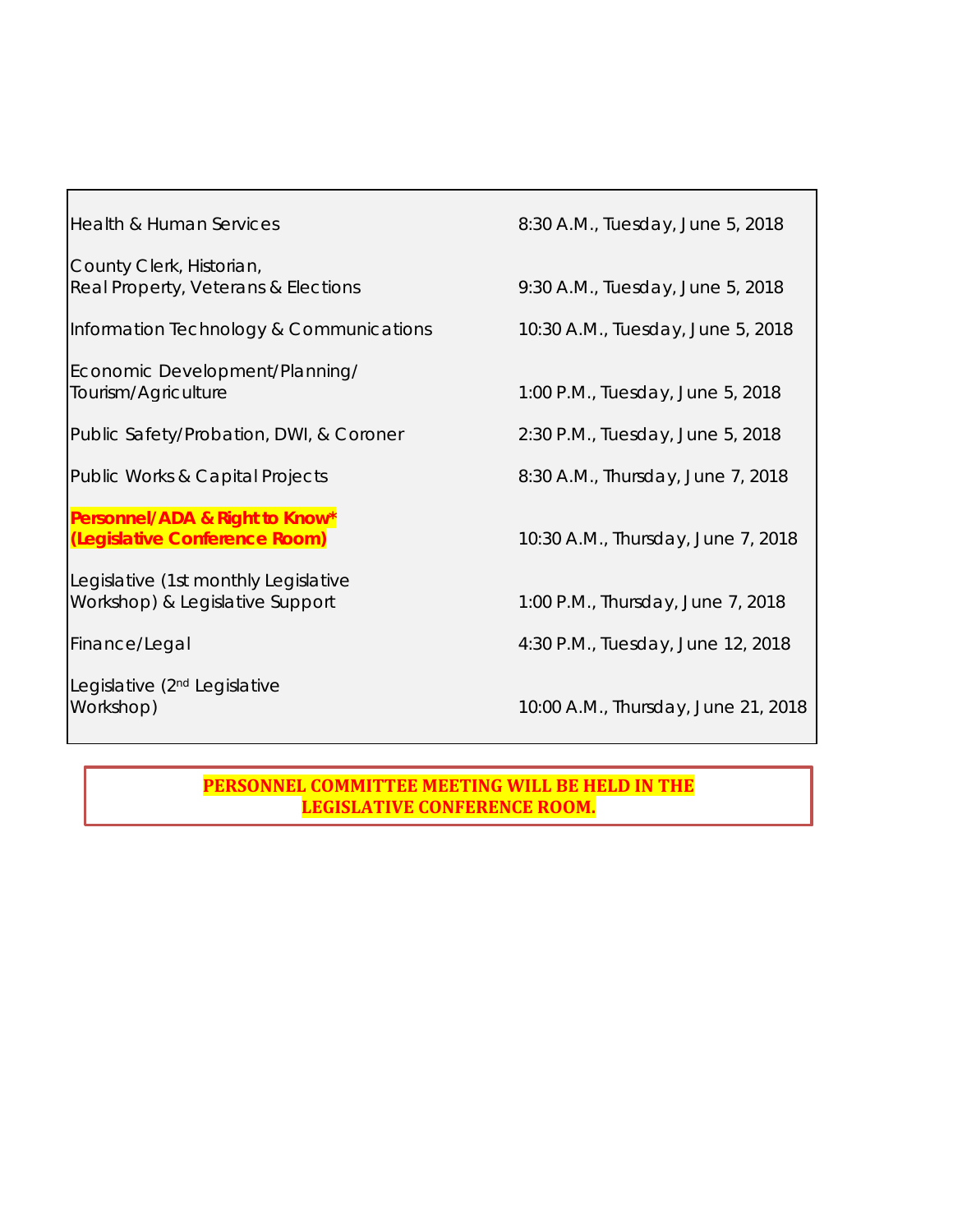| | |
|---|---|
| Health & Human Services | 8:30 A.M., Tuesday, June 5, 2018 |
| County Clerk, Historian, Real Property, Veterans & Elections | 9:30 A.M., Tuesday, June 5, 2018 |
| Information Technology & Communications | 10:30 A.M., Tuesday, June 5, 2018 |
| Economic Development/Planning/ Tourism/Agriculture | 1:00 P.M., Tuesday, June 5, 2018 |
| Public Safety/Probation, DWI, & Coroner | 2:30 P.M., Tuesday, June 5, 2018 |
| Public Works & Capital Projects | 8:30 A.M., Thursday, June 7, 2018 |
| **Personnel/ADA & Right to Know* (Legislative Conference Room)** | 10:30 A.M., Thursday, June 7, 2018 |
| Legislative (1st monthly Legislative Workshop) & Legislative Support | 1:00 P.M., Thursday, June 7, 2018 |
| Finance/Legal | 4:30 P.M., Tuesday, June 12, 2018 |
| Legislative (2nd Legislative Workshop) | 10:00 A.M., Thursday, June 21, 2018 |

**PERSONNEL COMMITTEE MEETING WILL BE HELD IN THE LEGISLATIVE CONFERENCE ROOM.**